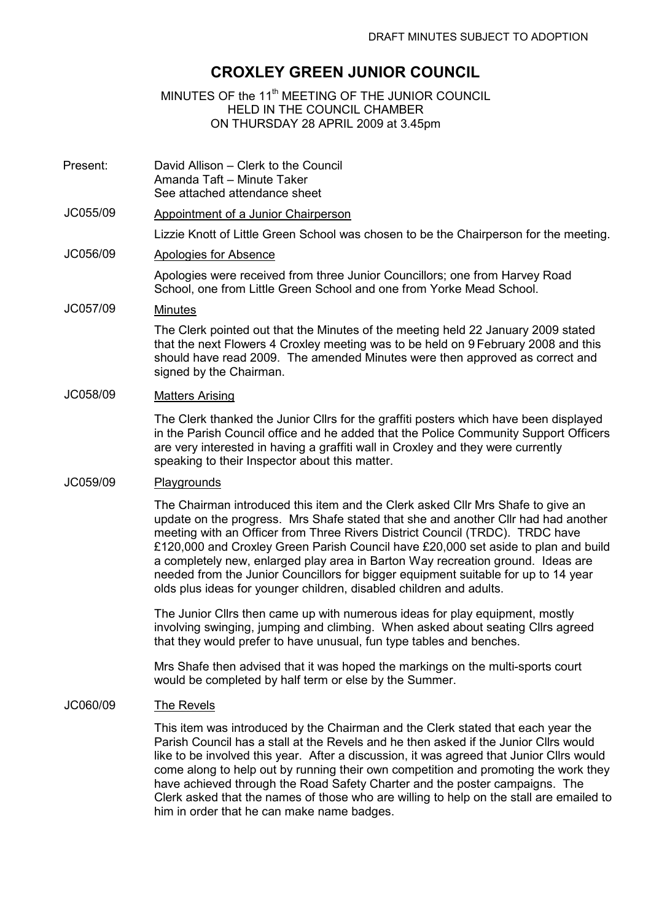DRAFT MINUTES SUBJECT TO ADOPTION

# CROXLEY GREEN JUNIOR COUNCIL

MINUTES OF the 11th MEETING OF THE JUNIOR COUNCIL
HELD IN THE COUNCIL CHAMBER
ON THURSDAY 28 APRIL 2009 at 3.45pm

Present: David Allison – Clerk to the Council
Amanda Taft – Minute Taker
See attached attendance sheet

**JC055/09 Appointment of a Junior Chairperson**

Lizzie Knott of Little Green School was chosen to be the Chairperson for the meeting.

**JC056/09 Apologies for Absence**

Apologies were received from three Junior Councillors; one from Harvey Road School, one from Little Green School and one from Yorke Mead School.

**JC057/09 Minutes**

The Clerk pointed out that the Minutes of the meeting held 22 January 2009 stated that the next Flowers 4 Croxley meeting was to be held on 9 February 2008 and this should have read 2009. The amended Minutes were then approved as correct and signed by the Chairman.

**JC058/09 Matters Arising**

The Clerk thanked the Junior Cllrs for the graffiti posters which have been displayed in the Parish Council office and he added that the Police Community Support Officers are very interested in having a graffiti wall in Croxley and they were currently speaking to their Inspector about this matter.

**JC059/09 Playgrounds**

The Chairman introduced this item and the Clerk asked Cllr Mrs Shafe to give an update on the progress. Mrs Shafe stated that she and another Cllr had had another meeting with an Officer from Three Rivers District Council (TRDC). TRDC have £120,000 and Croxley Green Parish Council have £20,000 set aside to plan and build a completely new, enlarged play area in Barton Way recreation ground. Ideas are needed from the Junior Councillors for bigger equipment suitable for up to 14 year olds plus ideas for younger children, disabled children and adults.

The Junior Cllrs then came up with numerous ideas for play equipment, mostly involving swinging, jumping and climbing. When asked about seating Cllrs agreed that they would prefer to have unusual, fun type tables and benches.

Mrs Shafe then advised that it was hoped the markings on the multi-sports court would be completed by half term or else by the Summer.

**JC060/09 The Revels**

This item was introduced by the Chairman and the Clerk stated that each year the Parish Council has a stall at the Revels and he then asked if the Junior Cllrs would like to be involved this year. After a discussion, it was agreed that Junior Cllrs would come along to help out by running their own competition and promoting the work they have achieved through the Road Safety Charter and the poster campaigns. The Clerk asked that the names of those who are willing to help on the stall are emailed to him in order that he can make name badges.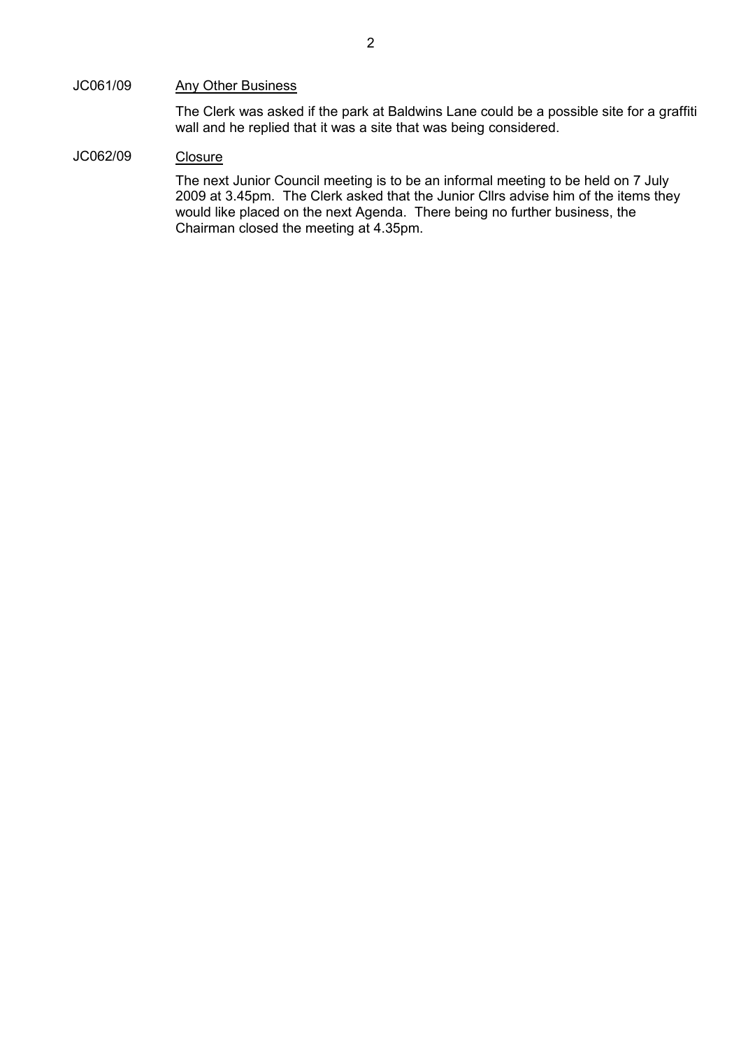JC061/09 <u>Any Other Business</u>

The Clerk was asked if the park at Baldwins Lane could be a possible site for a graffiti wall and he replied that it was a site that was being considered.

JC062/09 <u>Closure</u>

The next Junior Council meeting is to be an informal meeting to be held on 7 July 2009 at 3.45pm. The Clerk asked that the Junior Cllrs advise him of the items they would like placed on the next Agenda. There being no further business, the Chairman closed the meeting at 4.35pm.